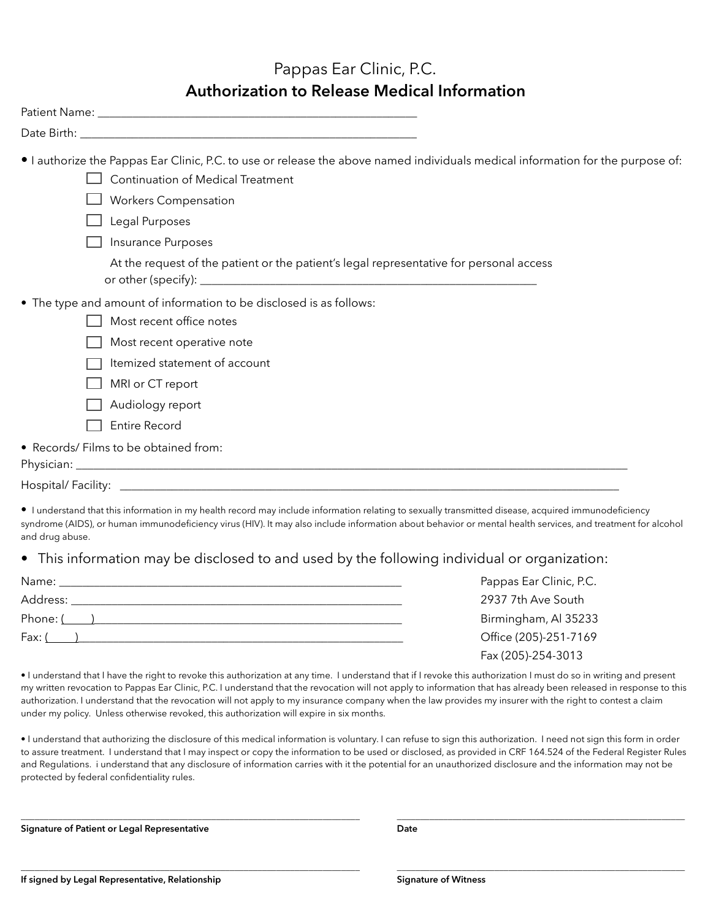# Pappas Ear Clinic, P.C.

## Authorization to Release Medical Information

Patient Name: ______________________________________________

Date Birth: ______________________________________________

- I authorize the Pappas Ear Clinic, P.C. to use or release the above named individuals medical information for the purpose of:
  - ☐ Continuation of Medical Treatment
  - ☐ Workers Compensation
  - ☐ Legal Purposes
  - ☐ Insurance Purposes

  At the request of the patient or the patient's legal representative for personal access or other (specify): ______________________________________________

- The type and amount of information to be disclosed is as follows:
  - ☐ Most recent office notes
  - ☐ Most recent operative note
  - ☐ Itemized statement of account
  - ☐ MRI or CT report
  - ☐ Audiology report
  - ☐ Entire Record

- Records/ Films to be obtained from:

Physician: ______________________________________________

Hospital/ Facility: ______________________________________________

- I understand that this information in my health record may include information relating to sexually transmitted disease, acquired immunodeficiency syndrome (AIDS), or human immunodeficiency virus (HIV). It may also include information about behavior or mental health services, and treatment for alcohol and drug abuse.

- This information may be disclosed to and used by the following individual or organization:

Name: ______________________________________________

Address: ______________________________________________

Phone: (     )______________________________________________

Fax: (     )______________________________________________

Pappas Ear Clinic, P.C.
2937 7th Ave South
Birmingham, Al 35233
Office (205)-251-7169
Fax (205)-254-3013

- I understand that I have the right to revoke this authorization at any time. I understand that if I revoke this authorization I must do so in writing and present my written revocation to Pappas Ear Clinic, P.C. I understand that the revocation will not apply to information that has already been released in response to this authorization. I understand that the revocation will not apply to my insurance company when the law provides my insurer with the right to contest a claim under my policy. Unless otherwise revoked, this authorization will expire in six months.

- I understand that authorizing the disclosure of this medical information is voluntary. I can refuse to sign this authorization. I need not sign this form in order to assure treatment. I understand that I may inspect or copy the information to be used or disclosed, as provided in CRF 164.524 of the Federal Register Rules and Regulations. i understand that any disclosure of information carries with it the potential for an unauthorized disclosure and the information may not be protected by federal confidentiality rules.

______________________________________________
**Signature of Patient or Legal Representative**

______________________________________________
**Date**

______________________________________________
**If signed by Legal Representative, Relationship**

______________________________________________
**Signature of Witness**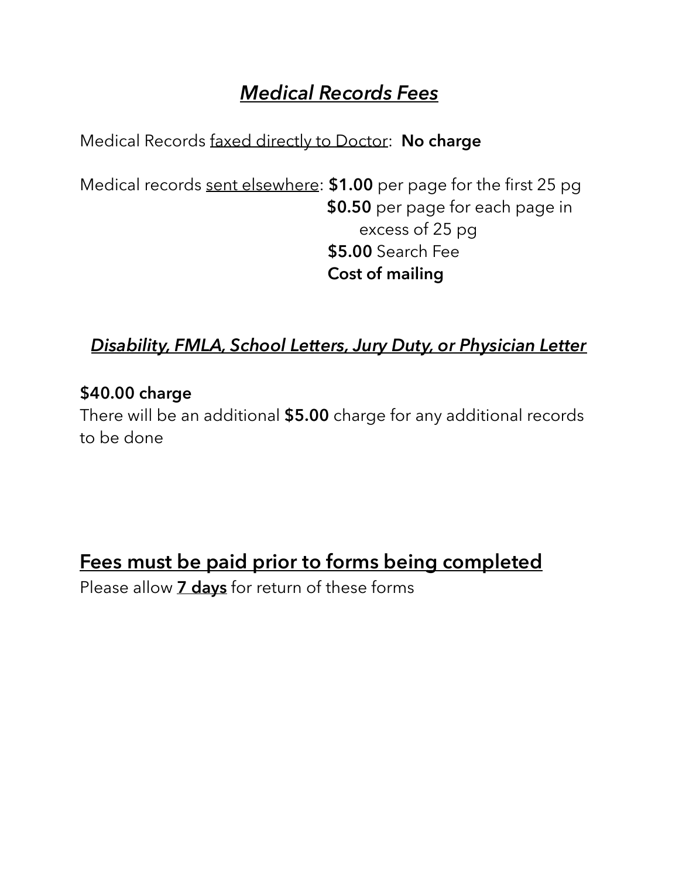## ***<u>Medical Records Fees</u>***

Medical Records <u>faxed directly to Doctor</u>: **No charge**

Medical records <u>sent elsewhere</u>: **$1.00** per page for the first 25 pg
**$0.50** per page for each page in excess of 25 pg
**$5.00** Search Fee
**Cost of mailing**

### ***<u>Disability, FMLA, School Letters, Jury Duty, or Physician Letter</u>***

**$40.00 charge**

There will be an additional **$5.00** charge for any additional records to be done

## **<u>Fees must be paid prior to forms being completed</u>**

Please allow **<u>7 days</u>** for return of these forms